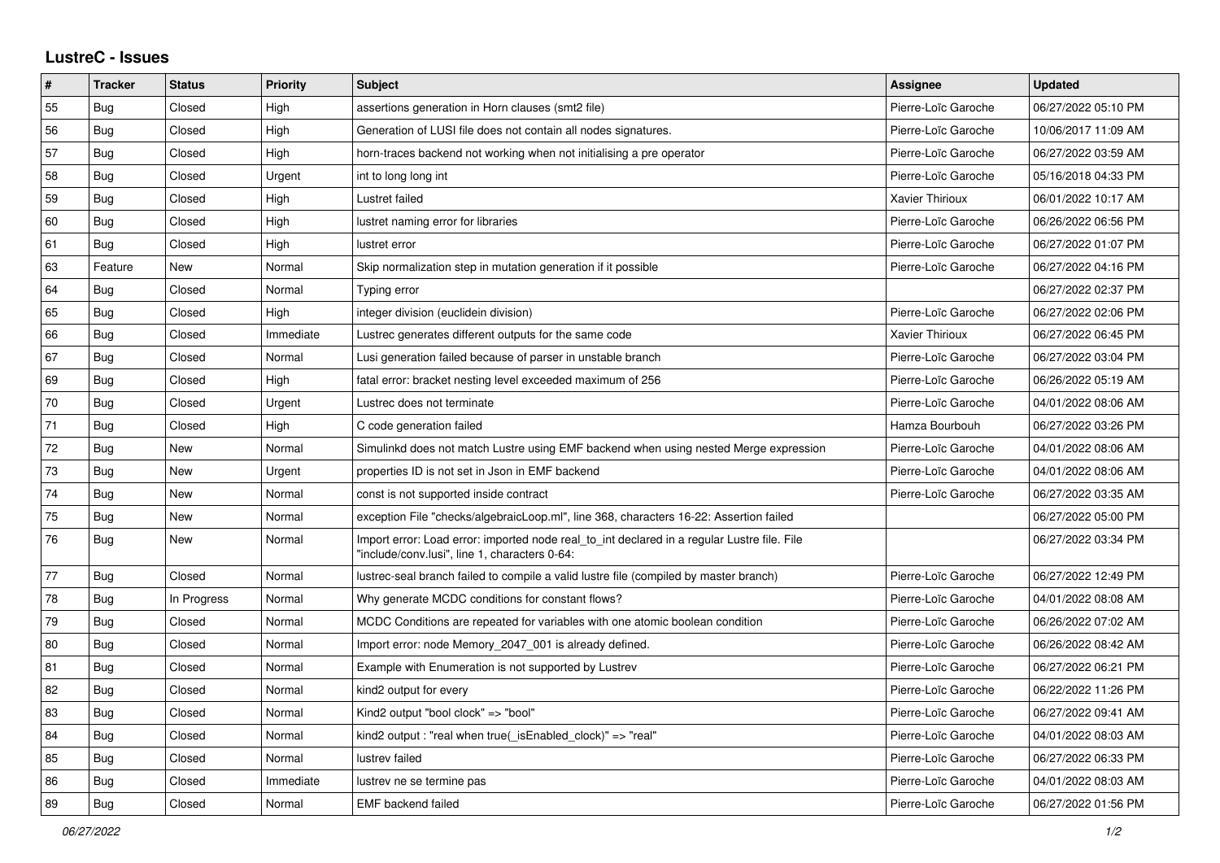## LustreC - Issues

| # | Tracker | Status | Priority | Subject | Assignee | Updated |
|---|---|---|---|---|---|---|
| 55 | Bug | Closed | High | assertions generation in Horn clauses (smt2 file) | Pierre-Loïc Garoche | 06/27/2022 05:10 PM |
| 56 | Bug | Closed | High | Generation of LUSI file does not contain all nodes signatures. | Pierre-Loïc Garoche | 10/06/2017 11:09 AM |
| 57 | Bug | Closed | High | horn-traces backend not working when not initialising a pre operator | Pierre-Loïc Garoche | 06/27/2022 03:59 AM |
| 58 | Bug | Closed | Urgent | int to long long int | Pierre-Loïc Garoche | 05/16/2018 04:33 PM |
| 59 | Bug | Closed | High | Lustret failed | Xavier Thirioux | 06/01/2022 10:17 AM |
| 60 | Bug | Closed | High | lustret naming error for libraries | Pierre-Loïc Garoche | 06/26/2022 06:56 PM |
| 61 | Bug | Closed | High | lustret error | Pierre-Loïc Garoche | 06/27/2022 01:07 PM |
| 63 | Feature | New | Normal | Skip normalization step in mutation generation if it possible | Pierre-Loïc Garoche | 06/27/2022 04:16 PM |
| 64 | Bug | Closed | Normal | Typing error | | 06/27/2022 02:37 PM |
| 65 | Bug | Closed | High | integer division (euclidein division) | Pierre-Loïc Garoche | 06/27/2022 02:06 PM |
| 66 | Bug | Closed | Immediate | Lustrec generates different outputs for the same code | Xavier Thirioux | 06/27/2022 06:45 PM |
| 67 | Bug | Closed | Normal | Lusi generation failed because of parser in unstable branch | Pierre-Loïc Garoche | 06/27/2022 03:04 PM |
| 69 | Bug | Closed | High | fatal error: bracket nesting level exceeded maximum of 256 | Pierre-Loïc Garoche | 06/26/2022 05:19 AM |
| 70 | Bug | Closed | Urgent | Lustrec does not terminate | Pierre-Loïc Garoche | 04/01/2022 08:06 AM |
| 71 | Bug | Closed | High | C code generation failed | Hamza Bourbouh | 06/27/2022 03:26 PM |
| 72 | Bug | New | Normal | Simulinkd does not match Lustre using EMF backend when using nested Merge expression | Pierre-Loïc Garoche | 04/01/2022 08:06 AM |
| 73 | Bug | New | Urgent | properties ID is not set in Json in EMF backend | Pierre-Loïc Garoche | 04/01/2022 08:06 AM |
| 74 | Bug | New | Normal | const is not supported inside contract | Pierre-Loïc Garoche | 06/27/2022 03:35 AM |
| 75 | Bug | New | Normal | exception File "checks/algebraicLoop.ml", line 368, characters 16-22: Assertion failed | | 06/27/2022 05:00 PM |
| 76 | Bug | New | Normal | Import error: Load error: imported node real_to_int declared in a regular Lustre file. File "include/conv.lusi", line 1, characters 0-64: | | 06/27/2022 03:34 PM |
| 77 | Bug | Closed | Normal | lustrec-seal branch failed to compile a valid lustre file (compiled by master branch) | Pierre-Loïc Garoche | 06/27/2022 12:49 PM |
| 78 | Bug | In Progress | Normal | Why generate MCDC conditions for constant flows? | Pierre-Loïc Garoche | 04/01/2022 08:08 AM |
| 79 | Bug | Closed | Normal | MCDC Conditions are repeated for variables with one atomic boolean condition | Pierre-Loïc Garoche | 06/26/2022 07:02 AM |
| 80 | Bug | Closed | Normal | Import error: node Memory_2047_001 is already defined. | Pierre-Loïc Garoche | 06/26/2022 08:42 AM |
| 81 | Bug | Closed | Normal | Example with Enumeration is not supported by Lustrev | Pierre-Loïc Garoche | 06/27/2022 06:21 PM |
| 82 | Bug | Closed | Normal | kind2 output for every | Pierre-Loïc Garoche | 06/22/2022 11:26 PM |
| 83 | Bug | Closed | Normal | Kind2 output "bool clock" => "bool" | Pierre-Loïc Garoche | 06/27/2022 09:41 AM |
| 84 | Bug | Closed | Normal | kind2 output : "real when true(_isEnabled_clock)" => "real" | Pierre-Loïc Garoche | 04/01/2022 08:03 AM |
| 85 | Bug | Closed | Normal | lustrev failed | Pierre-Loïc Garoche | 06/27/2022 06:33 PM |
| 86 | Bug | Closed | Immediate | lustrev ne se termine pas | Pierre-Loïc Garoche | 04/01/2022 08:03 AM |
| 89 | Bug | Closed | Normal | EMF backend failed | Pierre-Loïc Garoche | 06/27/2022 01:56 PM |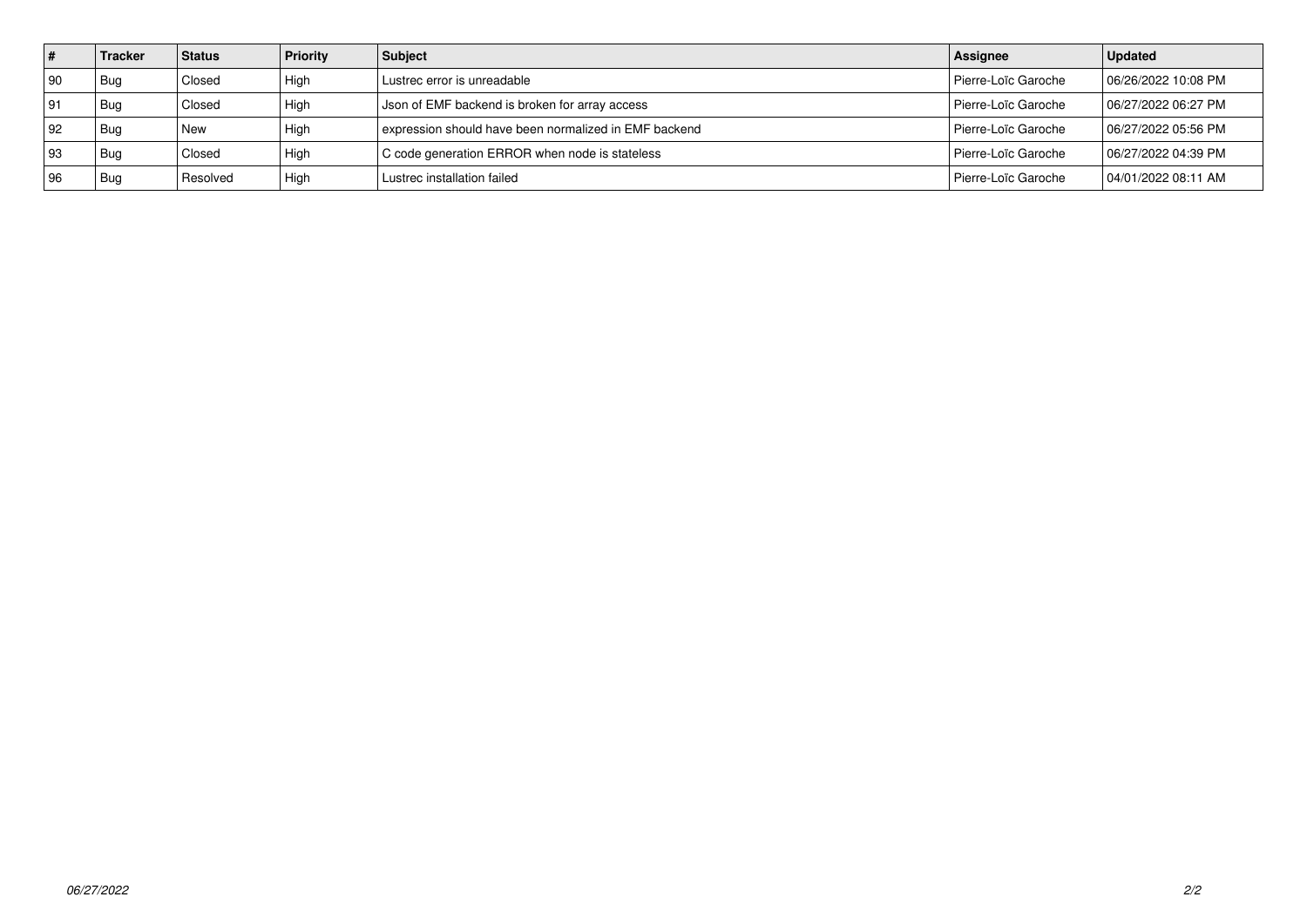| # | Tracker | Status | Priority | Subject | Assignee | Updated |
| --- | --- | --- | --- | --- | --- | --- |
| 90 | Bug | Closed | High | Lustrec error is unreadable | Pierre-Loïc Garoche | 06/26/2022 10:08 PM |
| 91 | Bug | Closed | High | Json of EMF backend is broken for array access | Pierre-Loïc Garoche | 06/27/2022 06:27 PM |
| 92 | Bug | New | High | expression should have been normalized in EMF backend | Pierre-Loïc Garoche | 06/27/2022 05:56 PM |
| 93 | Bug | Closed | High | C code generation ERROR when node is stateless | Pierre-Loïc Garoche | 06/27/2022 04:39 PM |
| 96 | Bug | Resolved | High | Lustrec installation failed | Pierre-Loïc Garoche | 04/01/2022 08:11 AM |